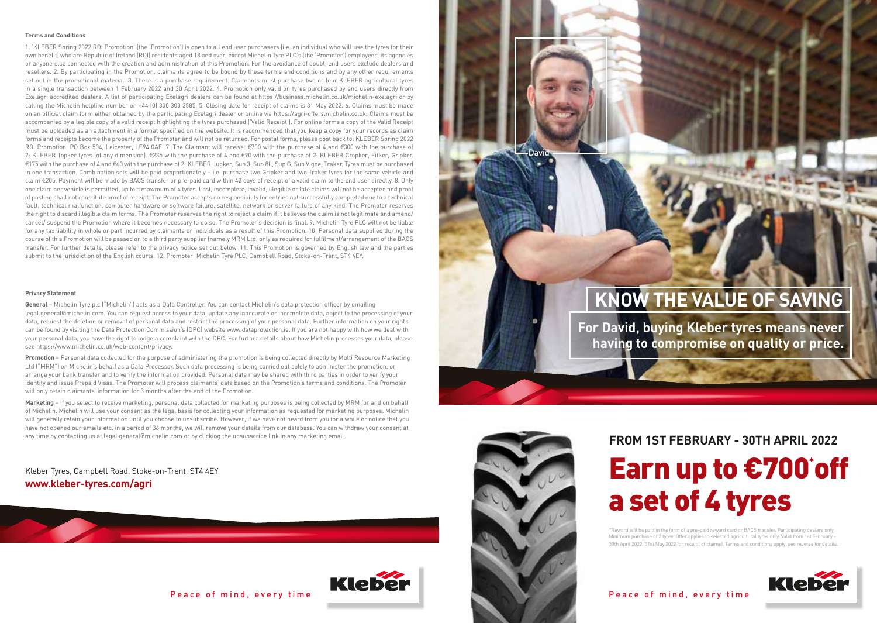**Terms and Conditions**

1. 'KLEBER Spring 2022 ROI Promotion' (the 'Promotion') is open to all end user purchasers (i.e. an individual who will use the tyres for their own benefit) who are Republic of Ireland (ROI) residents aged 18 and over, except Michelin Tyre PLC's (the 'Promoter') employees, its agencies or anyone else connected with the creation and administration of this Promotion. For the avoidance of doubt, end users exclude dealers and resellers. 2. By participating in the Promotion, claimants agree to be bound by these terms and conditions and by any other requirements set out in the promotional material. 3. There is a purchase requirement. Claimants must purchase two or four KLEBER agricultural tyres in a single transaction between 1 February 2022 and 30 April 2022. 4. Promotion only valid on tyres purchased by end users directly from Exelagri accredited dealers. A list of participating Exelagri dealers can be found at https://business.michelin.co.uk/michelin-exelagri or by calling the Michelin helpline number on +44 (0) 300 303 3585. 5. Closing date for receipt of claims is 31 May 2022. 6. Claims must be made on an official claim form either obtained by the participating Exelagri dealer or online via https://agri-offers.michelin.co.uk. Claims must be accompanied by a legible copy of a valid receipt highlighting the tyres purchased ('Valid Receipt'). For online forms a copy of the Valid Receipt must be uploaded as an attachment in a format specified on the website. It is recommended that you keep a copy for your records as claim forms and receipts become the property of the Promoter and will not be returned. For postal forms, please post back to: KLEBER Spring 2022 ROI Promotion, PO Box 504, Leicester, LE94 0AE. 7. The Claimant will receive: €700 with the purchase of 4 and €300 with the purchase of 2: KLEBER Topker tyres (of any dimension). €235 with the purchase of 4 and €90 with the purchase of 2: KLEBER Cropker, Fitker, Gripker. €175 with the purchase of 4 and €60 with the purchase of 2: KLEBER Lugker, Sup 3, Sup 8L, Sup G, Sup Vigne, Traker. Tyres must be purchased in one transaction. Combination sets will be paid proportionately – i.e. purchase two Gripker and two Traker tyres for the same vehicle and claim €205. Payment will be made by BACS transfer or pre-paid card within 42 days of receipt of a valid claim to the end user directly. 8. Only one claim per vehicle is permitted, up to a maximum of 4 tyres. Lost, incomplete, invalid, illegible or late claims will not be accepted and proof of posting shall not constitute proof of receipt. The Promoter accepts no responsibility for entries not successfully completed due to a technical fault, technical malfunction, computer hardware or software failure, satellite, network or server failure of any kind. The Promoter reserves the right to discard illegible claim forms. The Promoter reserves the right to reject a claim if it believes the claim is not legitimate and amend/ cancel/ suspend the Promotion where it becomes necessary to do so. The Promoter's decision is final. 9. Michelin Tyre PLC will not be liable for any tax liability in whole or part incurred by claimants or individuals as a result of this Promotion. 10. Personal data supplied during the course of this Promotion will be passed on to a third party supplier (namely MRM Ltd) only as required for fulfilment/arrangement of the BACS transfer. For further details, please refer to the privacy notice set out below. 11. This Promotion is governed by English law and the parties submit to the jurisdiction of the English courts. 12. Promoter: Michelin Tyre PLC, Campbell Road, Stoke-on-Trent, ST4 4EY.

**Privacy Statement**

**General** – Michelin Tyre plc ("Michelin") acts as a Data Controller. You can contact Michelin's data protection officer by emailing legal.general@michelin.com. You can request access to your data, update any inaccurate or incomplete data, object to the processing of your data, request the deletion or removal of personal data and restrict the processing of your personal data. Further information on your rights can be found by visiting the Data Protection Commission's (DPC) website www.dataprotection.ie. If you are not happy with how we deal with your personal data, you have the right to lodge a complaint with the DPC. For further details about how Michelin processes your data, please see https://www.michelin.co.uk/web-content/privacy.

**Promotion** – Personal data collected for the purpose of administering the promotion is being collected directly by Multi Resource Marketing Ltd ("MRM") on Michelin's behalf as a Data Processor. Such data processing is being carried out solely to administer the promotion, or arrange your bank transfer and to verify the information provided. Personal data may be shared with third parties in order to verify your identity and issue Prepaid Visas. The Promoter will process claimants' data based on the Promotion's terms and conditions. The Promoter will only retain claimants' information for 3 months after the end of the Promotion.

**Marketing** – If you select to receive marketing, personal data collected for marketing purposes is being collected by MRM for and on behalf of Michelin. Michelin will use your consent as the legal basis for collecting your information as requested for marketing purposes. Michelin will generally retain your information until you choose to unsubscribe. However, if we have not heard from you for a while or notice that you have not opened our emails etc. in a period of 36 months, we will remove your details from our database. You can withdraw your consent at any time by contacting us at legal.general@michelin.com or by clicking the unsubscribe link in any marketing email.

Kleber Tyres, Campbell Road, Stoke-on-Trent, ST4 4EY

**www.kleber-tyres.com/agri**

Peace of mind, every time

David

# KNOW THE VALUE OF SAVING

**For David, buying Kleber tyres means never having to compromise on quality or price.**

## FROM 1ST FEBRUARY - 30TH APRIL 2022

# Earn up to €700* off a set of 4 tyres

*Reward will be paid in the form of a pre-paid reward card or BACS transfer. Participating dealers only. Minimum purchase of 2 tyres. Offer applies to selected agricultural tyres only. Valid from 1st February - 30th April 2022 (31st May 2022 for receipt of claims). Terms and conditions apply, see reverse for details.

Peace of mind, every time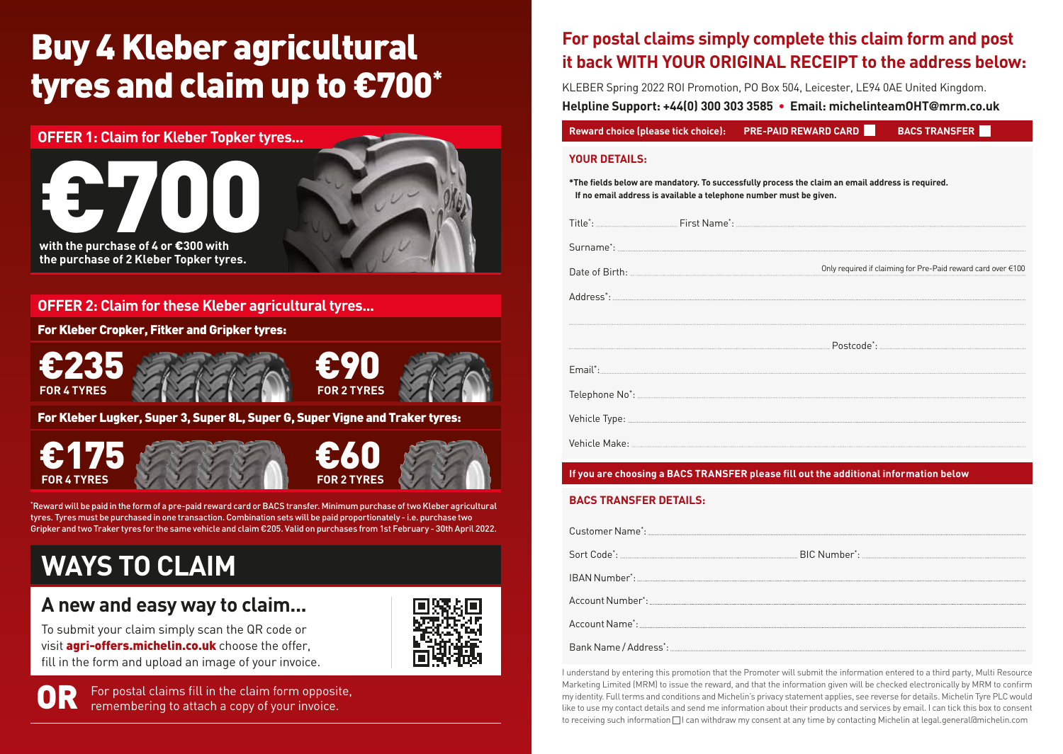# Buy 4 Kleber agricultural tyres and claim up to €700*

## OFFER 1: Claim for Kleber Topker tyres...

**€700**

**with the purchase of 4 or €300 with the purchase of 2 Kleber Topker tyres.**

## OFFER 2: Claim for these Kleber agricultural tyres...

**For Kleber Cropker, Fitker and Gripker tyres:**

**€235** FOR 4 TYRES

**€90** FOR 2 TYRES

**For Kleber Lugker, Super 3, Super 8L, Super G, Super Vigne and Traker tyres:**

**€175** FOR 4 TYRES

**€60** FOR 2 TYRES

*Reward will be paid in the form of a pre-paid reward card or BACS transfer. Minimum purchase of two Kleber agricultural tyres. Tyres must be purchased in one transaction. Combination sets will be paid proportionately - i.e. purchase two Gripker and two Traker tyres for the same vehicle and claim €205. Valid on purchases from 1st February - 30th April 2022.

## WAYS TO CLAIM

### A new and easy way to claim...

To submit your claim simply scan the QR code or visit **agri-offers.michelin.co.uk** choose the offer, fill in the form and upload an image of your invoice.

**OR** For postal claims fill in the claim form opposite, remembering to attach a copy of your invoice.

## For postal claims simply complete this claim form and post it back WITH YOUR ORIGINAL RECEIPT to the address below:

KLEBER Spring 2022 ROI Promotion, PO Box 504, Leicester, LE94 0AE United Kingdom.

**Helpline Support: +44(0) 300 303 3585 • Email: michelinteamOHT@mrm.co.uk**

**Reward choice (please tick choice):** PRE-PAID REWARD CARD ☐ BACS TRANSFER ☐

### YOUR DETAILS:

**\*The fields below are mandatory. To successfully process the claim an email address is required. If no email address is available a telephone number must be given.**

Title*: ............ First Name*: ............

Surname*: ............

Date of Birth: ............ Only required if claiming for Pre-Paid reward card over €100

Address*: ............

............ Postcode*: ............

Email*: ............

Telephone No*: ............

Vehicle Type: ............

Vehicle Make: ............

**If you are choosing a BACS TRANSFER please fill out the additional information below**

### BACS TRANSFER DETAILS:

Customer Name*: ............

Sort Code*: ............ BIC Number*: ............

IBAN Number*: ............

Account Number*: ............

Account Name*: ............

Bank Name / Address*: ............

I understand by entering this promotion that the Promoter will submit the information entered to a third party, Multi Resource Marketing Limited (MRM) to issue the reward, and that the information given will be checked electronically by MRM to confirm my identity. Full terms and conditions and Michelin's privacy statement applies, see reverse for details. Michelin Tyre PLC would like to use my contact details and send me information about their products and services by email. I can tick this box to consent to receiving such information ☐ I can withdraw my consent at any time by contacting Michelin at legal.general@michelin.com